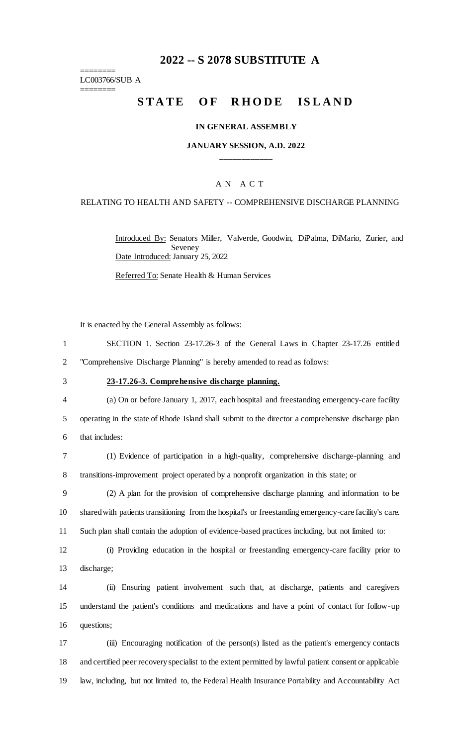# 2022 -- S 2078 SUBSTITUTE A

========
LC003766/SUB A
========

# STATE OF RHODE ISLAND

**IN GENERAL ASSEMBLY**

**JANUARY SESSION, A.D. 2022**

____________

A N A C T

RELATING TO HEALTH AND SAFETY -- COMPREHENSIVE DISCHARGE PLANNING

Introduced By: Senators Miller, Valverde, Goodwin, DiPalma, DiMario, Zurier, and Seveney

Date Introduced: January 25, 2022

Referred To: Senate Health & Human Services

It is enacted by the General Assembly as follows:

1 SECTION 1. Section 23-17.26-3 of the General Laws in Chapter 23-17.26 entitled
2 "Comprehensive Discharge Planning" is hereby amended to read as follows:

3 **23-17.26-3. Comprehensive discharge planning.**

4 (a) On or before January 1, 2017, each hospital and freestanding emergency-care facility
5 operating in the state of Rhode Island shall submit to the director a comprehensive discharge plan
6 that includes:

7 (1) Evidence of participation in a high-quality, comprehensive discharge-planning and
8 transitions-improvement project operated by a nonprofit organization in this state; or

9 (2) A plan for the provision of comprehensive discharge planning and information to be
10 shared with patients transitioning from the hospital's or freestanding emergency-care facility's care.
11 Such plan shall contain the adoption of evidence-based practices including, but not limited to:

12 (i) Providing education in the hospital or freestanding emergency-care facility prior to
13 discharge;

14 (ii) Ensuring patient involvement such that, at discharge, patients and caregivers
15 understand the patient's conditions and medications and have a point of contact for follow-up
16 questions;

17 (iii) Encouraging notification of the person(s) listed as the patient's emergency contacts
18 and certified peer recovery specialist to the extent permitted by lawful patient consent or applicable
19 law, including, but not limited to, the Federal Health Insurance Portability and Accountability Act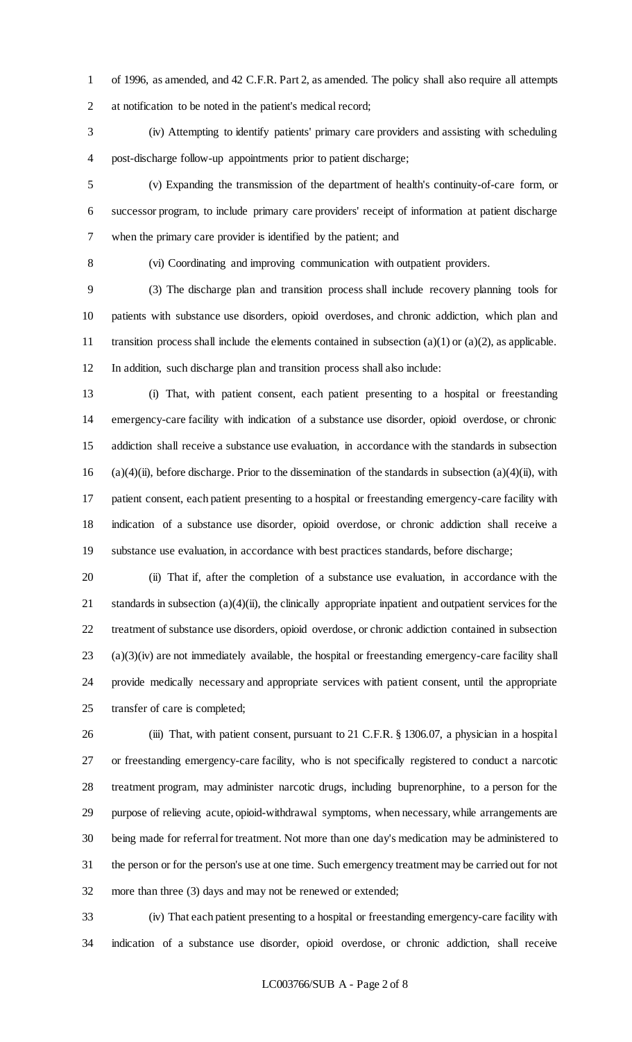of 1996, as amended, and 42 C.F.R. Part 2, as amended. The policy shall also require all attempts at notification to be noted in the patient's medical record;

(iv) Attempting to identify patients' primary care providers and assisting with scheduling post-discharge follow-up appointments prior to patient discharge;

(v) Expanding the transmission of the department of health's continuity-of-care form, or successor program, to include primary care providers' receipt of information at patient discharge when the primary care provider is identified by the patient; and

(vi) Coordinating and improving communication with outpatient providers.

(3) The discharge plan and transition process shall include recovery planning tools for patients with substance use disorders, opioid overdoses, and chronic addiction, which plan and transition process shall include the elements contained in subsection (a)(1) or (a)(2), as applicable. In addition, such discharge plan and transition process shall also include:

(i) That, with patient consent, each patient presenting to a hospital or freestanding emergency-care facility with indication of a substance use disorder, opioid overdose, or chronic addiction shall receive a substance use evaluation, in accordance with the standards in subsection (a)(4)(ii), before discharge. Prior to the dissemination of the standards in subsection (a)(4)(ii), with patient consent, each patient presenting to a hospital or freestanding emergency-care facility with indication of a substance use disorder, opioid overdose, or chronic addiction shall receive a substance use evaluation, in accordance with best practices standards, before discharge;

(ii) That if, after the completion of a substance use evaluation, in accordance with the standards in subsection (a)(4)(ii), the clinically appropriate inpatient and outpatient services for the treatment of substance use disorders, opioid overdose, or chronic addiction contained in subsection (a)(3)(iv) are not immediately available, the hospital or freestanding emergency-care facility shall provide medically necessary and appropriate services with patient consent, until the appropriate transfer of care is completed;

(iii) That, with patient consent, pursuant to 21 C.F.R. § 1306.07, a physician in a hospital or freestanding emergency-care facility, who is not specifically registered to conduct a narcotic treatment program, may administer narcotic drugs, including buprenorphine, to a person for the purpose of relieving acute, opioid-withdrawal symptoms, when necessary, while arrangements are being made for referral for treatment. Not more than one day's medication may be administered to the person or for the person's use at one time. Such emergency treatment may be carried out for not more than three (3) days and may not be renewed or extended;

(iv) That each patient presenting to a hospital or freestanding emergency-care facility with indication of a substance use disorder, opioid overdose, or chronic addiction, shall receive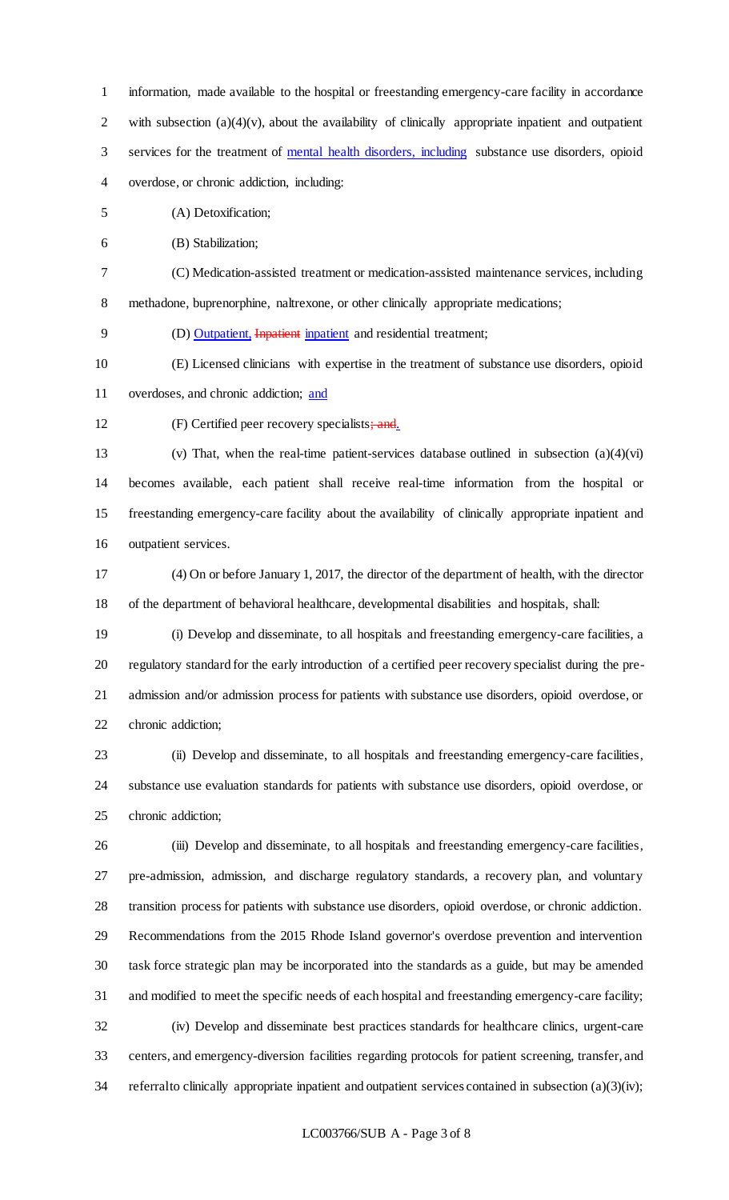information, made available to the hospital or freestanding emergency-care facility in accordance with subsection (a)(4)(v), about the availability of clinically appropriate inpatient and outpatient services for the treatment of mental health disorders, including substance use disorders, opioid overdose, or chronic addiction, including:

(A) Detoxification;

(B) Stabilization;

(C) Medication-assisted treatment or medication-assisted maintenance services, including methadone, buprenorphine, naltrexone, or other clinically appropriate medications;

(D) Outpatient, ~~Inpatient~~ inpatient and residential treatment;

(E) Licensed clinicians with expertise in the treatment of substance use disorders, opioid overdoses, and chronic addiction; and

(F) Certified peer recovery specialists~~; and~~.

(v) That, when the real-time patient-services database outlined in subsection (a)(4)(vi) becomes available, each patient shall receive real-time information from the hospital or freestanding emergency-care facility about the availability of clinically appropriate inpatient and outpatient services.

(4) On or before January 1, 2017, the director of the department of health, with the director of the department of behavioral healthcare, developmental disabilities and hospitals, shall:

(i) Develop and disseminate, to all hospitals and freestanding emergency-care facilities, a regulatory standard for the early introduction of a certified peer recovery specialist during the pre-admission and/or admission process for patients with substance use disorders, opioid overdose, or chronic addiction;

(ii) Develop and disseminate, to all hospitals and freestanding emergency-care facilities, substance use evaluation standards for patients with substance use disorders, opioid overdose, or chronic addiction;

(iii) Develop and disseminate, to all hospitals and freestanding emergency-care facilities, pre-admission, admission, and discharge regulatory standards, a recovery plan, and voluntary transition process for patients with substance use disorders, opioid overdose, or chronic addiction. Recommendations from the 2015 Rhode Island governor's overdose prevention and intervention task force strategic plan may be incorporated into the standards as a guide, but may be amended and modified to meet the specific needs of each hospital and freestanding emergency-care facility;

(iv) Develop and disseminate best practices standards for healthcare clinics, urgent-care centers, and emergency-diversion facilities regarding protocols for patient screening, transfer, and referral to clinically appropriate inpatient and outpatient services contained in subsection (a)(3)(iv);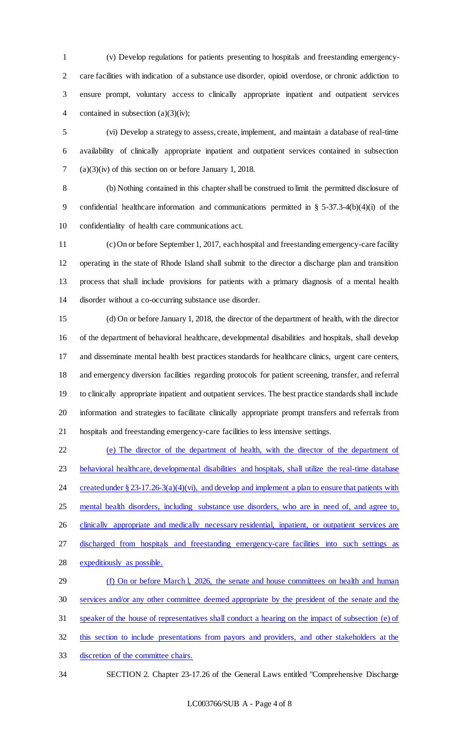(v) Develop regulations for patients presenting to hospitals and freestanding emergency-care facilities with indication of a substance use disorder, opioid overdose, or chronic addiction to ensure prompt, voluntary access to clinically appropriate inpatient and outpatient services contained in subsection (a)(3)(iv);

(vi) Develop a strategy to assess, create, implement, and maintain a database of real-time availability of clinically appropriate inpatient and outpatient services contained in subsection (a)(3)(iv) of this section on or before January 1, 2018.

(b) Nothing contained in this chapter shall be construed to limit the permitted disclosure of confidential healthcare information and communications permitted in § 5-37.3-4(b)(4)(i) of the confidentiality of health care communications act.

(c) On or before September 1, 2017, each hospital and freestanding emergency-care facility operating in the state of Rhode Island shall submit to the director a discharge plan and transition process that shall include provisions for patients with a primary diagnosis of a mental health disorder without a co-occurring substance use disorder.

(d) On or before January 1, 2018, the director of the department of health, with the director of the department of behavioral healthcare, developmental disabilities and hospitals, shall develop and disseminate mental health best practices standards for healthcare clinics, urgent care centers, and emergency diversion facilities regarding protocols for patient screening, transfer, and referral to clinically appropriate inpatient and outpatient services. The best practice standards shall include information and strategies to facilitate clinically appropriate prompt transfers and referrals from hospitals and freestanding emergency-care facilities to less intensive settings.

(e) The director of the department of health, with the director of the department of behavioral healthcare, developmental disabilities and hospitals, shall utilize the real-time database created under § 23-17.26-3(a)(4)(vi), and develop and implement a plan to ensure that patients with mental health disorders, including substance use disorders, who are in need of, and agree to, clinically appropriate and medically necessary residential, inpatient, or outpatient services are discharged from hospitals and freestanding emergency-care facilities into such settings as expeditiously as possible.

(f) On or before March l, 2026, the senate and house committees on health and human services and/or any other committee deemed appropriate by the president of the senate and the speaker of the house of representatives shall conduct a hearing on the impact of subsection (e) of this section to include presentations from payors and providers, and other stakeholders at the discretion of the committee chairs.

SECTION 2. Chapter 23-17.26 of the General Laws entitled "Comprehensive Discharge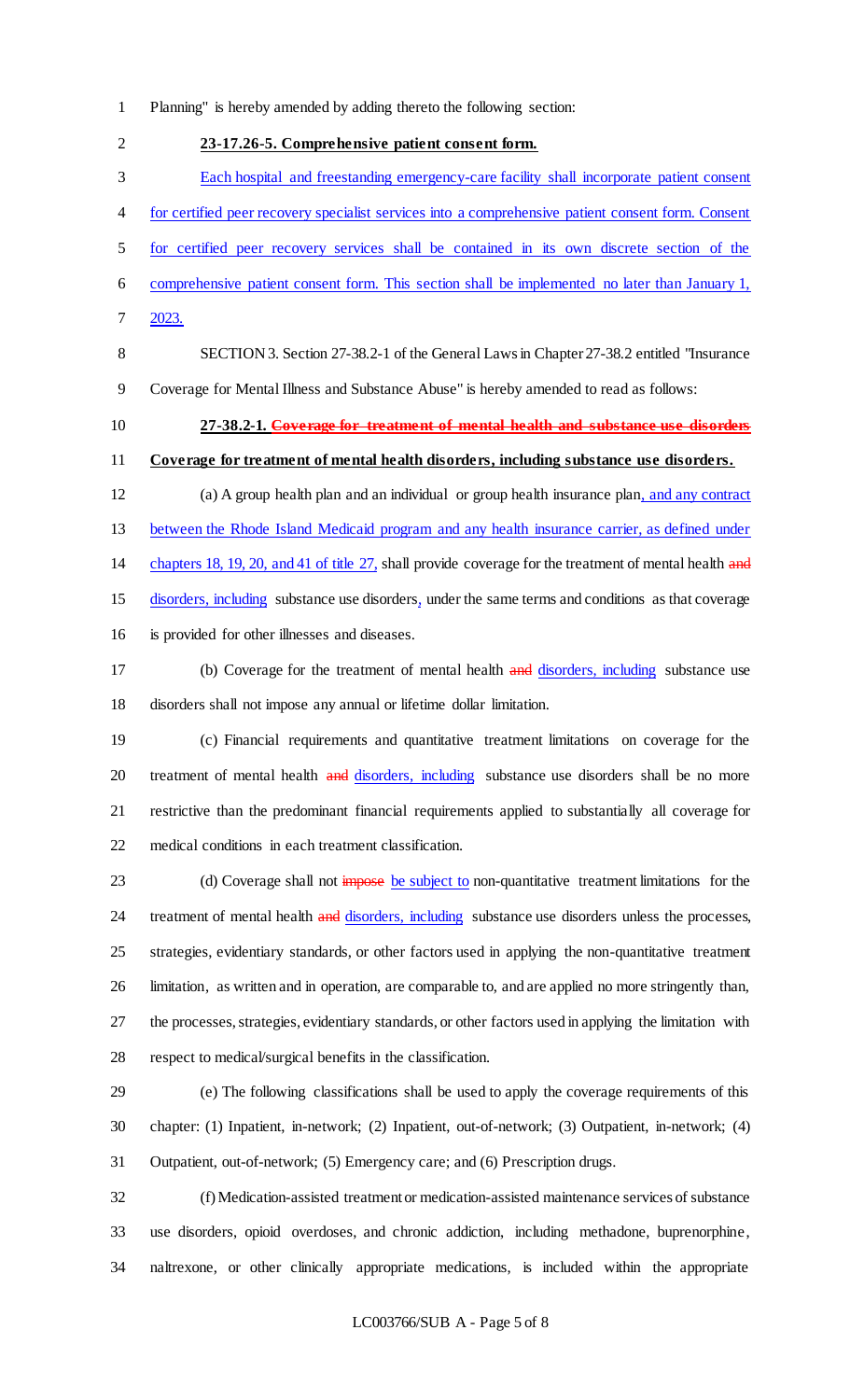Planning" is hereby amended by adding thereto the following section:

**23-17.26-5. Comprehensive patient consent form.**

Each hospital and freestanding emergency-care facility shall incorporate patient consent for certified peer recovery specialist services into a comprehensive patient consent form. Consent for certified peer recovery services shall be contained in its own discrete section of the comprehensive patient consent form. This section shall be implemented no later than January 1, 2023.

SECTION 3. Section 27-38.2-1 of the General Laws in Chapter 27-38.2 entitled "Insurance Coverage for Mental Illness and Substance Abuse" is hereby amended to read as follows:

**27-38.2-1. ~~Coverage for treatment of mental health and substance use disorders~~ Coverage for treatment of mental health disorders, including substance use disorders.**

(a) A group health plan and an individual or group health insurance plan, and any contract between the Rhode Island Medicaid program and any health insurance carrier, as defined under chapters 18, 19, 20, and 41 of title 27, shall provide coverage for the treatment of mental health ~~and~~ disorders, including substance use disorders, under the same terms and conditions as that coverage is provided for other illnesses and diseases.

(b) Coverage for the treatment of mental health ~~and~~ disorders, including substance use disorders shall not impose any annual or lifetime dollar limitation.

(c) Financial requirements and quantitative treatment limitations on coverage for the treatment of mental health ~~and~~ disorders, including substance use disorders shall be no more restrictive than the predominant financial requirements applied to substantially all coverage for medical conditions in each treatment classification.

(d) Coverage shall not ~~impose~~ be subject to non-quantitative treatment limitations for the treatment of mental health ~~and~~ disorders, including substance use disorders unless the processes, strategies, evidentiary standards, or other factors used in applying the non-quantitative treatment limitation, as written and in operation, are comparable to, and are applied no more stringently than, the processes, strategies, evidentiary standards, or other factors used in applying the limitation with respect to medical/surgical benefits in the classification.

(e) The following classifications shall be used to apply the coverage requirements of this chapter: (1) Inpatient, in-network; (2) Inpatient, out-of-network; (3) Outpatient, in-network; (4) Outpatient, out-of-network; (5) Emergency care; and (6) Prescription drugs.

(f) Medication-assisted treatment or medication-assisted maintenance services of substance use disorders, opioid overdoses, and chronic addiction, including methadone, buprenorphine, naltrexone, or other clinically appropriate medications, is included within the appropriate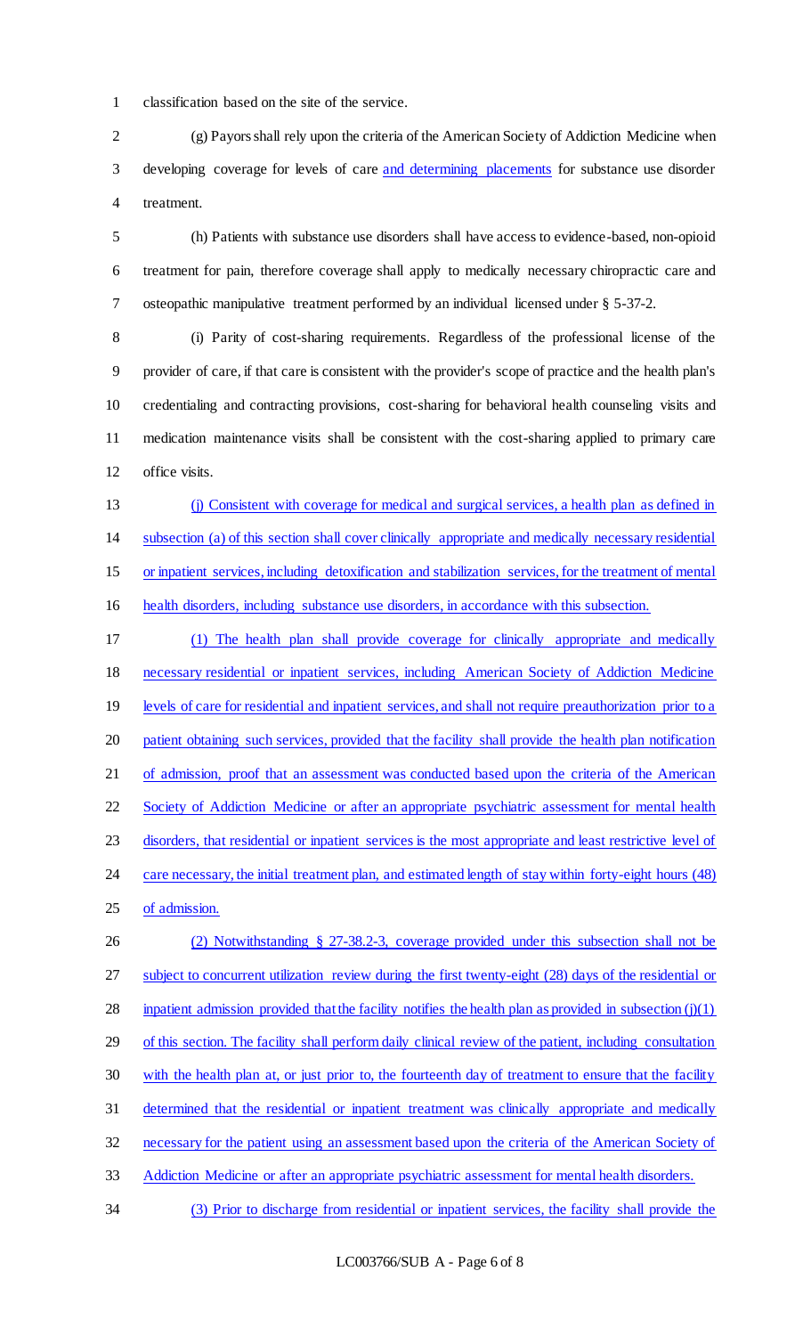classification based on the site of the service.

(g) Payors shall rely upon the criteria of the American Society of Addiction Medicine when developing coverage for levels of care <u>and determining placements</u> for substance use disorder treatment.

(h) Patients with substance use disorders shall have access to evidence-based, non-opioid treatment for pain, therefore coverage shall apply to medically necessary chiropractic care and osteopathic manipulative treatment performed by an individual licensed under § 5-37-2.

(i) Parity of cost-sharing requirements. Regardless of the professional license of the provider of care, if that care is consistent with the provider's scope of practice and the health plan's credentialing and contracting provisions, cost-sharing for behavioral health counseling visits and medication maintenance visits shall be consistent with the cost-sharing applied to primary care office visits.

<u>(j) Consistent with coverage for medical and surgical services, a health plan as defined in subsection (a) of this section shall cover clinically appropriate and medically necessary residential or inpatient services, including detoxification and stabilization services, for the treatment of mental health disorders, including substance use disorders, in accordance with this subsection.</u>

<u>(1) The health plan shall provide coverage for clinically appropriate and medically necessary residential or inpatient services, including American Society of Addiction Medicine levels of care for residential and inpatient services, and shall not require preauthorization prior to a patient obtaining such services, provided that the facility shall provide the health plan notification of admission, proof that an assessment was conducted based upon the criteria of the American Society of Addiction Medicine or after an appropriate psychiatric assessment for mental health disorders, that residential or inpatient services is the most appropriate and least restrictive level of care necessary, the initial treatment plan, and estimated length of stay within forty-eight hours (48) of admission.</u>

<u>(2) Notwithstanding § 27-38.2-3, coverage provided under this subsection shall not be subject to concurrent utilization review during the first twenty-eight (28) days of the residential or inpatient admission provided that the facility notifies the health plan as provided in subsection (j)(1) of this section. The facility shall perform daily clinical review of the patient, including consultation with the health plan at, or just prior to, the fourteenth day of treatment to ensure that the facility determined that the residential or inpatient treatment was clinically appropriate and medically necessary for the patient using an assessment based upon the criteria of the American Society of Addiction Medicine or after an appropriate psychiatric assessment for mental health disorders.</u>

<u>(3) Prior to discharge from residential or inpatient services, the facility shall provide the</u>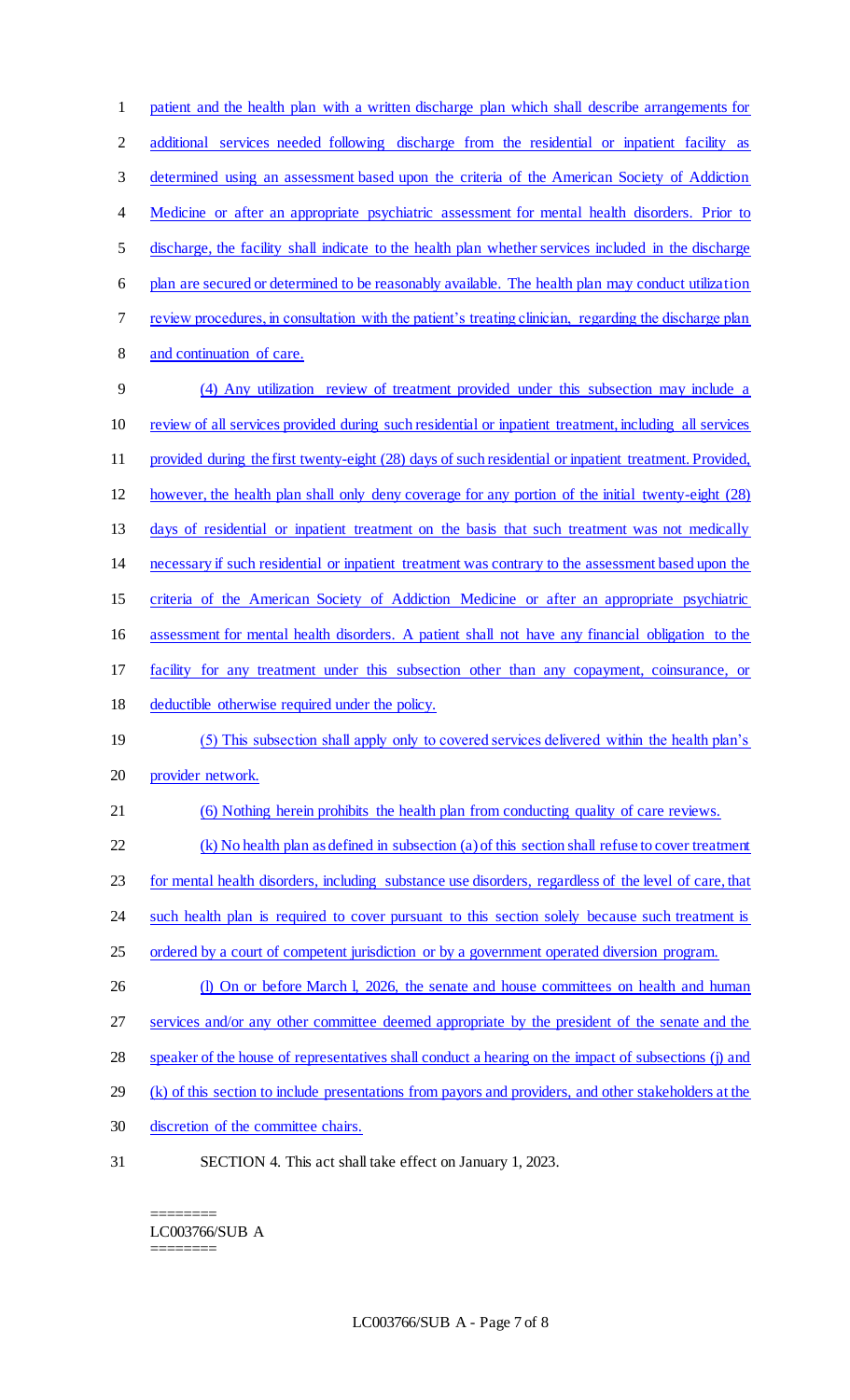patient and the health plan with a written discharge plan which shall describe arrangements for additional services needed following discharge from the residential or inpatient facility as determined using an assessment based upon the criteria of the American Society of Addiction Medicine or after an appropriate psychiatric assessment for mental health disorders. Prior to discharge, the facility shall indicate to the health plan whether services included in the discharge plan are secured or determined to be reasonably available. The health plan may conduct utilization review procedures, in consultation with the patient's treating clinician, regarding the discharge plan and continuation of care.

(4) Any utilization review of treatment provided under this subsection may include a review of all services provided during such residential or inpatient treatment, including all services provided during the first twenty-eight (28) days of such residential or inpatient treatment. Provided, however, the health plan shall only deny coverage for any portion of the initial twenty-eight (28) days of residential or inpatient treatment on the basis that such treatment was not medically necessary if such residential or inpatient treatment was contrary to the assessment based upon the criteria of the American Society of Addiction Medicine or after an appropriate psychiatric assessment for mental health disorders. A patient shall not have any financial obligation to the facility for any treatment under this subsection other than any copayment, coinsurance, or deductible otherwise required under the policy.

(5) This subsection shall apply only to covered services delivered within the health plan's provider network.

(6) Nothing herein prohibits the health plan from conducting quality of care reviews.

(k) No health plan as defined in subsection (a) of this section shall refuse to cover treatment for mental health disorders, including substance use disorders, regardless of the level of care, that such health plan is required to cover pursuant to this section solely because such treatment is ordered by a court of competent jurisdiction or by a government operated diversion program.

(l) On or before March 1, 2026, the senate and house committees on health and human services and/or any other committee deemed appropriate by the president of the senate and the speaker of the house of representatives shall conduct a hearing on the impact of subsections (j) and (k) of this section to include presentations from payors and providers, and other stakeholders at the discretion of the committee chairs.

SECTION 4. This act shall take effect on January 1, 2023.

========
LC003766/SUB A
========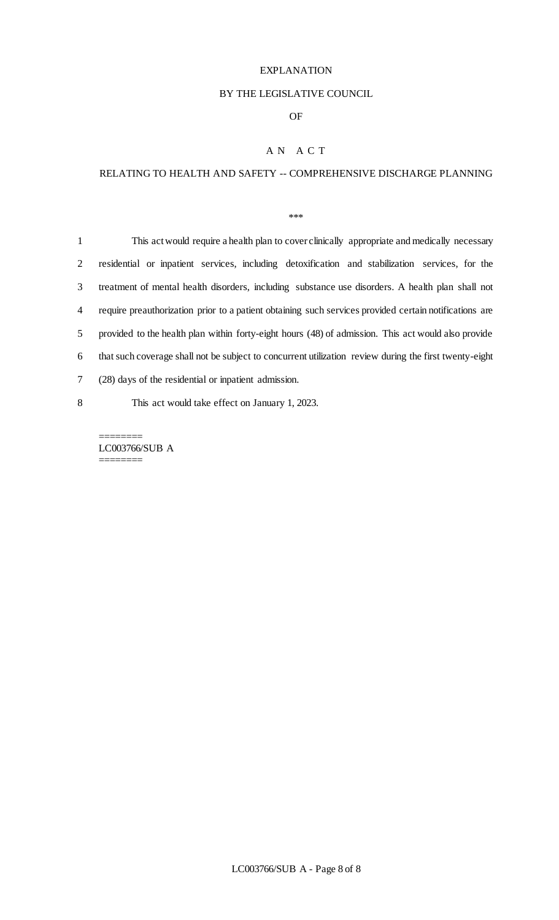EXPLANATION

BY THE LEGISLATIVE COUNCIL

OF

A N A C T

RELATING TO HEALTH AND SAFETY -- COMPREHENSIVE DISCHARGE PLANNING

\*\*\*

This act would require a health plan to cover clinically appropriate and medically necessary residential or inpatient services, including detoxification and stabilization services, for the treatment of mental health disorders, including substance use disorders. A health plan shall not require preauthorization prior to a patient obtaining such services provided certain notifications are provided to the health plan within forty-eight hours (48) of admission. This act would also provide that such coverage shall not be subject to concurrent utilization review during the first twenty-eight (28) days of the residential or inpatient admission.

This act would take effect on January 1, 2023.

========
LC003766/SUB A
========